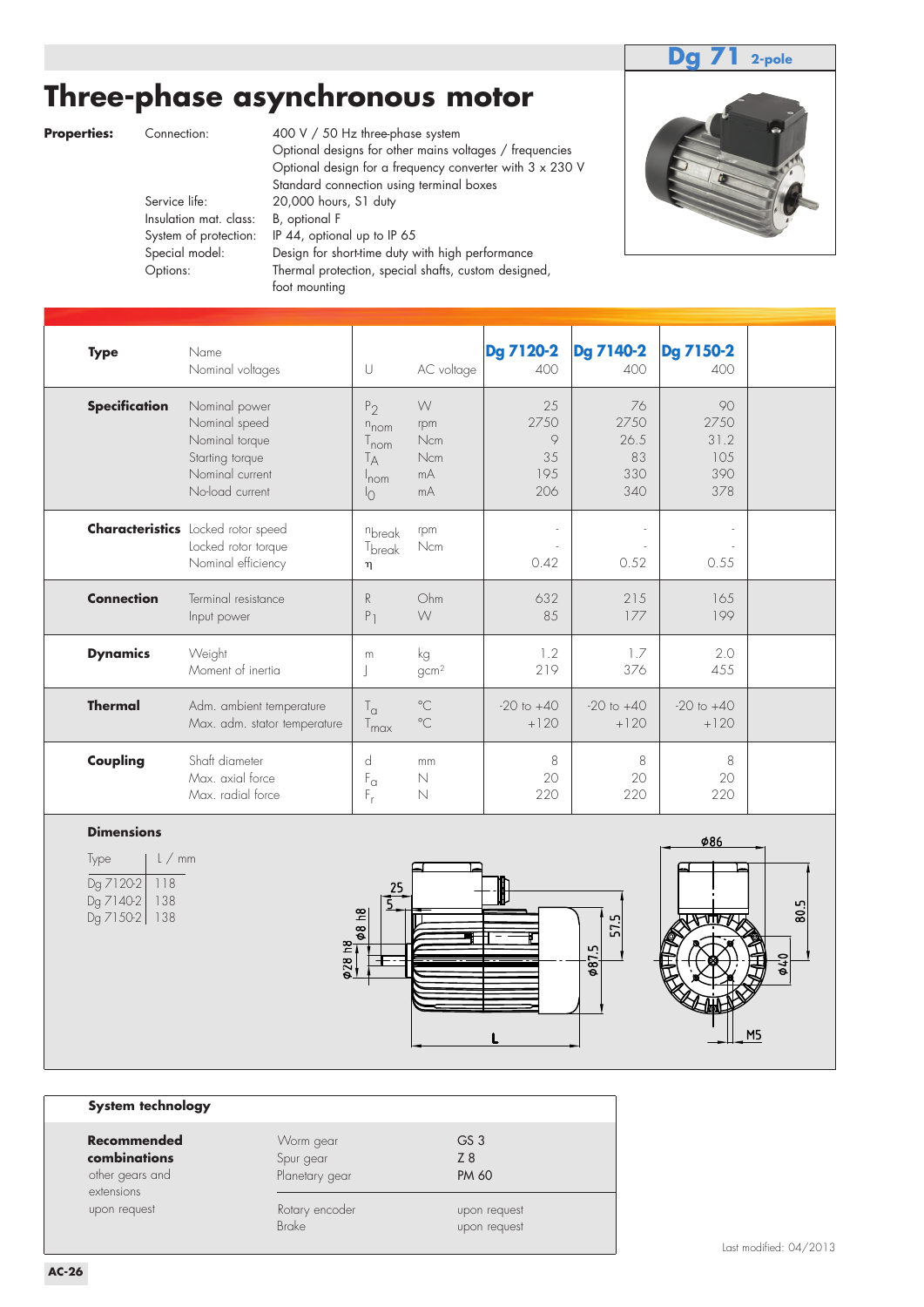**Dg 71** 2-pole

# Three-phase asynchronous motor

**Properties:**

| | |
|---|---|
| Connection: | 400 V / 50 Hz three-phase system<br>Optional designs for other mains voltages / frequencies<br>Optional design for a frequency converter with 3 x 230 V<br>Standard connection using terminal boxes |
| Service life: | 20,000 hours, S1 duty |
| Insulation mat. class: | B, optional F |
| System of protection: | IP 44, optional up to IP 65 |
| Special model: | Design for short-time duty with high performance |
| Options: | Thermal protection, special shafts, custom designed, foot mounting |

| | | | | Dg 7120-2 | Dg 7140-2 | Dg 7150-2 |
|---|---|---|---|---|---|---|
| **Type** | Name<br>Nominal voltages | U | AC voltage | 400 | 400 | 400 |
| **Specification** | Nominal power | $P_2$ | W | 25 | 76 | 90 |
| | Nominal speed | $n_{nom}$ | rpm | 2750 | 2750 | 2750 |
| | Nominal torque | $T_{nom}$ | Ncm | 9 | 26.5 | 31.2 |
| | Starting torque | $T_A$ | Ncm | 35 | 83 | 105 |
| | Nominal current | $I_{nom}$ | mA | 195 | 330 | 390 |
| | No-load current | $I_0$ | mA | 206 | 340 | 378 |
| **Characteristics** | Locked rotor speed | $n_{break}$ | rpm | - | - | - |
| | Locked rotor torque | $T_{break}$ | Ncm | - | - | - |
| | Nominal efficiency | $\eta$ | | 0.42 | 0.52 | 0.55 |
| **Connection** | Terminal resistance | R | Ohm | 632 | 215 | 165 |
| | Input power | $P_1$ | W | 85 | 177 | 199 |
| **Dynamics** | Weight | m | kg | 1.2 | 1.7 | 2.0 |
| | Moment of inertia | J | gcm² | 219 | 376 | 455 |
| **Thermal** | Adm. ambient temperature | $T_a$ | °C | -20 to +40 | -20 to +40 | -20 to +40 |
| | Max. adm. stator temperature | $T_{max}$ | °C | +120 | +120 | +120 |
| **Coupling** | Shaft diameter | d | mm | 8 | 8 | 8 |
| | Max. axial force | $F_a$ | N | 20 | 20 | 20 |
| | Max. radial force | $F_r$ | N | 220 | 220 | 220 |

**Dimensions**

| Type | L / mm |
|---|---|
| Dg 7120-2 | 118 |
| Dg 7140-2 | 138 |
| Dg 7150-2 | 138 |

25, 5, Ø8 h8, Ø28 h8, Ø87.5, 57.5, L, Ø86, 80.5, Ø40, M5

**System technology**

| | | |
|---|---|---|
| **Recommended combinations**<br>other gears and extensions<br>upon request | Worm gear | GS 3 |
| | Spur gear | Z 8 |
| | Planetary gear | PM 60 |
| | Rotary encoder | upon request |
| | Brake | upon request |

Last modified: 04/2013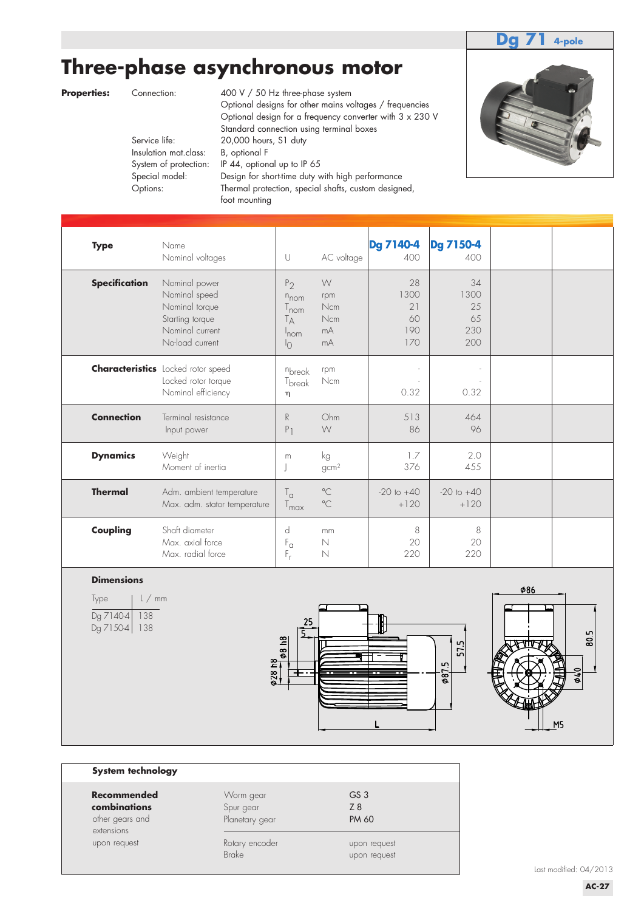# Dg 71 4-pole

# Three-phase asynchronous motor

**Properties:**

| | |
|---|---|
| Connection: | 400 V / 50 Hz three-phase system<br>Optional designs for other mains voltages / frequencies<br>Optional design for a frequency converter with 3 x 230 V<br>Standard connection using terminal boxes |
| Service life: | 20,000 hours, S1 duty |
| Insulation mat.class: | B, optional F |
| System of protection: | IP 44, optional up to IP 65 |
| Special model: | Design for short-time duty with high performance |
| Options: | Thermal protection, special shafts, custom designed, foot mounting |

| | | | | | | | |
|---|---|---|---|---|---|---|---|
| **Type** | Name<br>Nominal voltages | <br>U | <br>AC voltage | **Dg 7140-4**<br>400 | **Dg 7150-4**<br>400 | | |
| **Specification** | Nominal power<br>Nominal speed<br>Nominal torque<br>Starting torque<br>Nominal current<br>No-load current | $P_2$<br>$n_{nom}$<br>$T_{nom}$<br>$T_A$<br>$I_{nom}$<br>$I_0$ | W<br>rpm<br>Ncm<br>Ncm<br>mA<br>mA | 28<br>1300<br>21<br>60<br>190<br>170 | 34<br>1300<br>25<br>65<br>230<br>200 | | |
| **Characteristics** | Locked rotor speed<br>Locked rotor torque<br>Nominal efficiency | $n_{break}$<br>$T_{break}$<br>$\eta$ | rpm<br>Ncm | -<br>-<br>0.32 | -<br>-<br>0.32 | | |
| **Connection** | Terminal resistance<br>Input power | R<br>$P_1$ | Ohm<br>W | 513<br>86 | 464<br>96 | | |
| **Dynamics** | Weight<br>Moment of inertia | m<br>J | kg<br>gcm² | 1.7<br>376 | 2.0<br>455 | | |
| **Thermal** | Adm. ambient temperature<br>Max. adm. stator temperature | $T_a$<br>$T_{max}$ | °C<br>°C | -20 to +40<br>+120 | -20 to +40<br>+120 | | |
| **Coupling** | Shaft diameter<br>Max. axial force<br>Max. radial force | d<br>$F_a$<br>$F_r$ | mm<br>N<br>N | 8<br>20<br>220 | 8<br>20<br>220 | | |

**Dimensions**

| Type | L / mm |
|---|---|
| Dg 7140-4 | 138 |
| Dg 7150-4 | 138 |

Ø86
25
5
Ø8 h8
Ø28 h8
57.5
Ø87.5
L
80.5
Ø40
M5

**System technology**

| | | |
|---|---|---|
| **Recommended combinations** | Worm gear<br>Spur gear<br>Planetary gear | GS 3<br>Z 8<br>PM 60 |
| other gears and extensions upon request | Rotary encoder<br>Brake | upon request<br>upon request |

Last modified: 04/2013